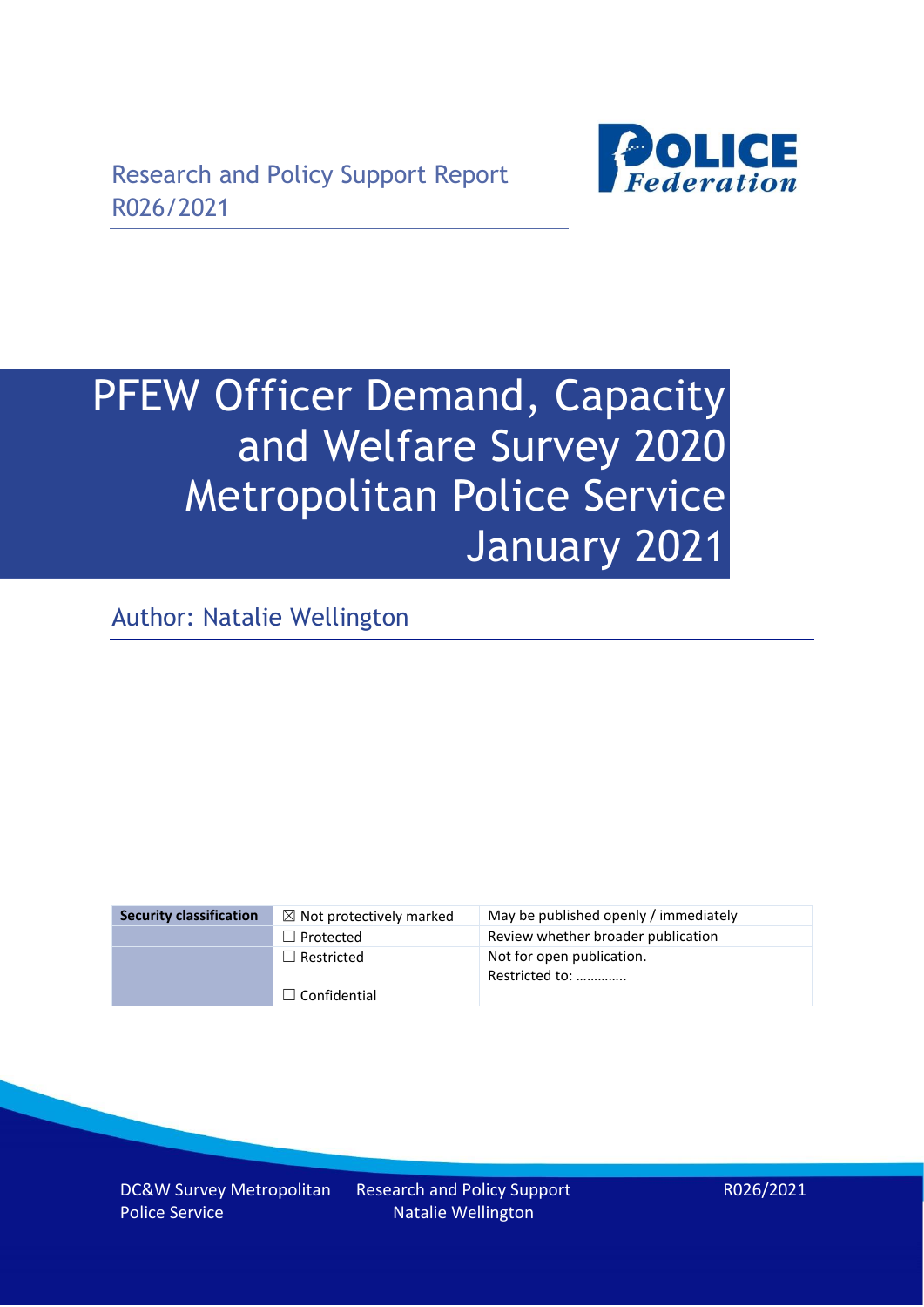Research and Policy Support Report
R026/2021

# PFEW Officer Demand, Capacity and Welfare Survey 2020 Metropolitan Police Service January 2021

Author: Natalie Wellington

| Security classification | ☒ Not protectively marked | May be published openly / immediately |
|---|---|---|
| | ☐ Protected | Review whether broader publication |
| | ☐ Restricted | Not for open publication. Restricted to: ………….. |
| | ☐ Confidential | |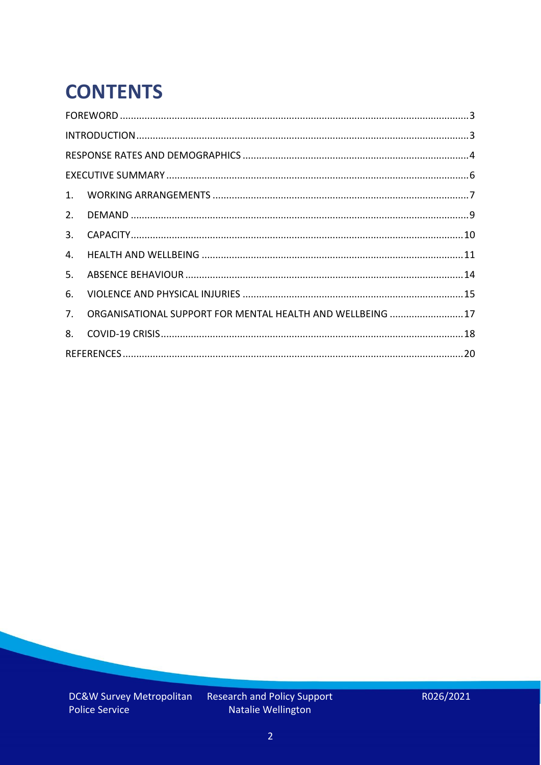# CONTENTS

FOREWORD ....... 3

INTRODUCTION ....... 3

RESPONSE RATES AND DEMOGRAPHICS ....... 4

EXECUTIVE SUMMARY ....... 6

1. WORKING ARRANGEMENTS ....... 7
2. DEMAND ....... 9
3. CAPACITY ....... 10
4. HEALTH AND WELLBEING ....... 11
5. ABSENCE BEHAVIOUR ....... 14
6. VIOLENCE AND PHYSICAL INJURIES ....... 15
7. ORGANISATIONAL SUPPORT FOR MENTAL HEALTH AND WELLBEING ....... 17
8. COVID-19 CRISIS ....... 18

REFERENCES ....... 20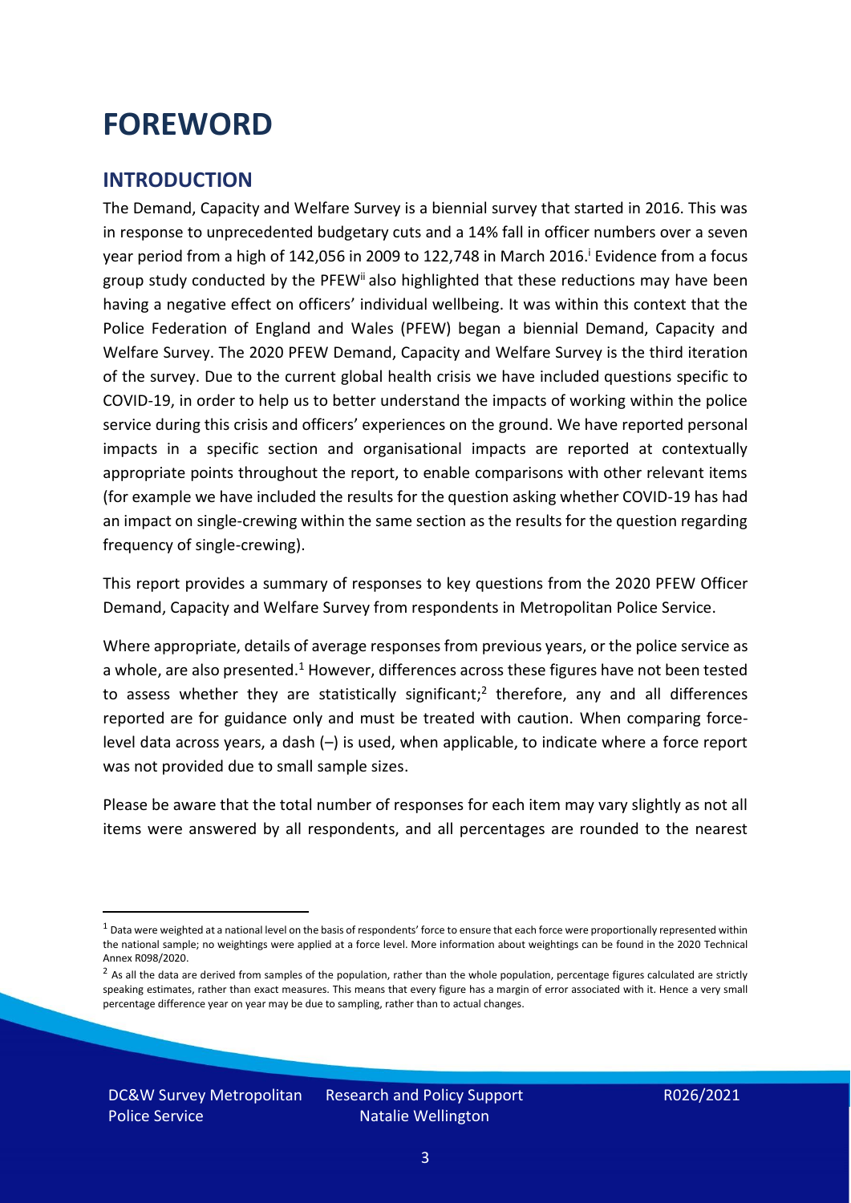# FOREWORD

## INTRODUCTION

The Demand, Capacity and Welfare Survey is a biennial survey that started in 2016. This was in response to unprecedented budgetary cuts and a 14% fall in officer numbers over a seven year period from a high of 142,056 in 2009 to 122,748 in March 2016.[i] Evidence from a focus group study conducted by the PFEW[ii] also highlighted that these reductions may have been having a negative effect on officers' individual wellbeing. It was within this context that the Police Federation of England and Wales (PFEW) began a biennial Demand, Capacity and Welfare Survey. The 2020 PFEW Demand, Capacity and Welfare Survey is the third iteration of the survey. Due to the current global health crisis we have included questions specific to COVID-19, in order to help us to better understand the impacts of working within the police service during this crisis and officers' experiences on the ground. We have reported personal impacts in a specific section and organisational impacts are reported at contextually appropriate points throughout the report, to enable comparisons with other relevant items (for example we have included the results for the question asking whether COVID-19 has had an impact on single-crewing within the same section as the results for the question regarding frequency of single-crewing).

This report provides a summary of responses to key questions from the 2020 PFEW Officer Demand, Capacity and Welfare Survey from respondents in Metropolitan Police Service.

Where appropriate, details of average responses from previous years, or the police service as a whole, are also presented.[1] However, differences across these figures have not been tested to assess whether they are statistically significant;[2] therefore, any and all differences reported are for guidance only and must be treated with caution. When comparing force-level data across years, a dash (–) is used, when applicable, to indicate where a force report was not provided due to small sample sizes.

Please be aware that the total number of responses for each item may vary slightly as not all items were answered by all respondents, and all percentages are rounded to the nearest

---

[1] Data were weighted at a national level on the basis of respondents' force to ensure that each force were proportionally represented within the national sample; no weightings were applied at a force level. More information about weightings can be found in the 2020 Technical Annex R098/2020.

[2] As all the data are derived from samples of the population, rather than the whole population, percentage figures calculated are strictly speaking estimates, rather than exact measures. This means that every figure has a margin of error associated with it. Hence a very small percentage difference year on year may be due to sampling, rather than to actual changes.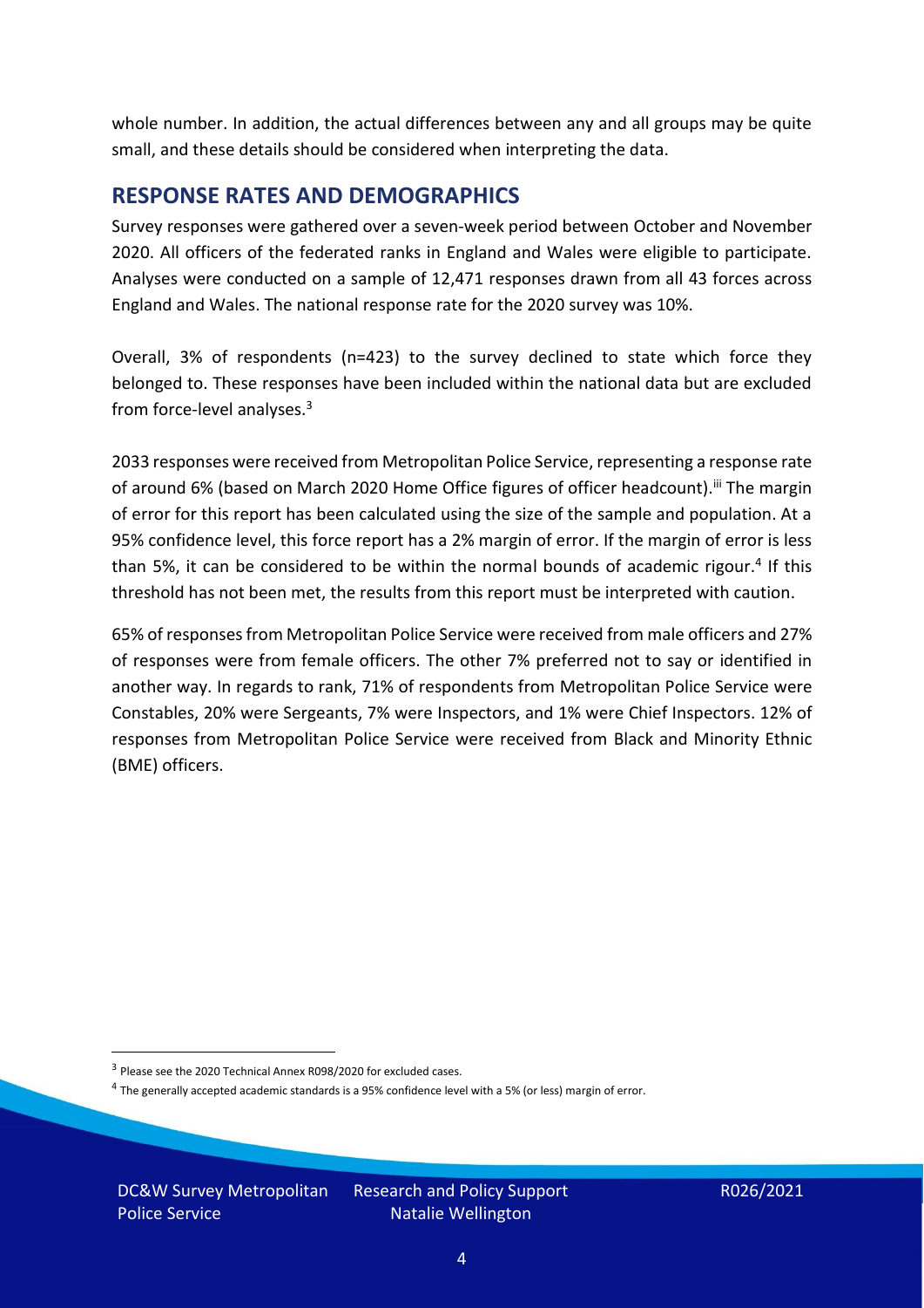whole number. In addition, the actual differences between any and all groups may be quite small, and these details should be considered when interpreting the data.

## RESPONSE RATES AND DEMOGRAPHICS

Survey responses were gathered over a seven-week period between October and November 2020. All officers of the federated ranks in England and Wales were eligible to participate. Analyses were conducted on a sample of 12,471 responses drawn from all 43 forces across England and Wales. The national response rate for the 2020 survey was 10%.

Overall, 3% of respondents (n=423) to the survey declined to state which force they belonged to. These responses have been included within the national data but are excluded from force-level analyses.[3]

2033 responses were received from Metropolitan Police Service, representing a response rate of around 6% (based on March 2020 Home Office figures of officer headcount).[iii] The margin of error for this report has been calculated using the size of the sample and population. At a 95% confidence level, this force report has a 2% margin of error. If the margin of error is less than 5%, it can be considered to be within the normal bounds of academic rigour.[4] If this threshold has not been met, the results from this report must be interpreted with caution.

65% of responses from Metropolitan Police Service were received from male officers and 27% of responses were from female officers. The other 7% preferred not to say or identified in another way. In regards to rank, 71% of respondents from Metropolitan Police Service were Constables, 20% were Sergeants, 7% were Inspectors, and 1% were Chief Inspectors. 12% of responses from Metropolitan Police Service were received from Black and Minority Ethnic (BME) officers.

[3] Please see the 2020 Technical Annex R098/2020 for excluded cases.

[4] The generally accepted academic standards is a 95% confidence level with a 5% (or less) margin of error.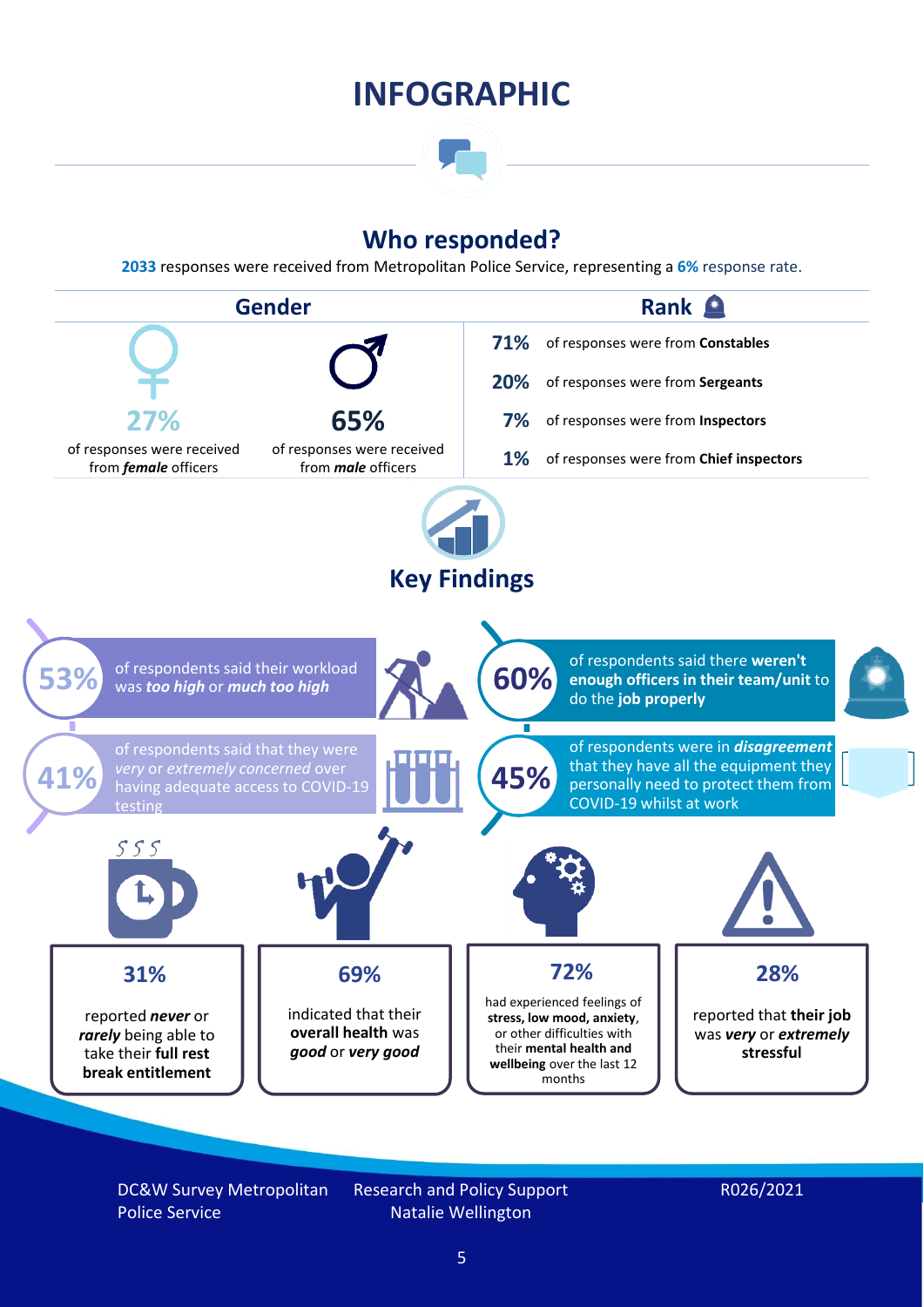# INFOGRAPHIC

## Who responded?

**2033** responses were received from Metropolitan Police Service, representing a **6%** response rate.

### Gender

**27%** of responses were received from ***female*** officers

**65%** of responses were received from ***male*** officers

### Rank

**71%** of responses were from **Constables**

**20%** of responses were from **Sergeants**

**7%** of responses were from **Inspectors**

**1%** of responses were from **Chief inspectors**

## Key Findings

**53%** of respondents said their workload was ***too high*** or ***much too high***

**60%** of respondents said there **weren't enough officers in their team/unit** to do the **job properly**

**41%** of respondents said that they were *very* or *extremely concerned* over having adequate access to COVID-19 testing

**45%** of respondents were in ***disagreement*** that they have all the equipment they personally need to protect them from COVID-19 whilst at work

**31%** reported ***never*** or ***rarely*** being able to take their **full rest break entitlement**

**69%** indicated that their **overall health** was ***good*** or ***very good***

**72%** had experienced feelings of **stress, low mood, anxiety**, or other difficulties with their **mental health and wellbeing** over the last 12 months

**28%** reported that **their job** was ***very*** or ***extremely*** **stressful**

DC&W Survey Metropolitan Police Service

Research and Policy Support
Natalie Wellington

R026/2021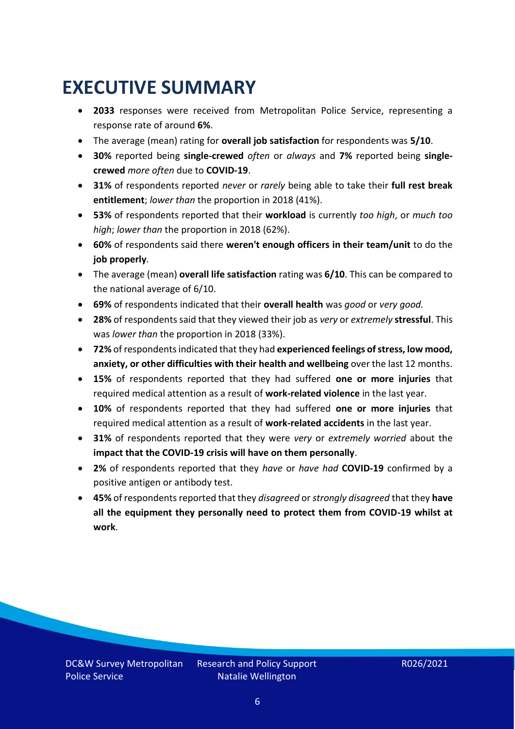# EXECUTIVE SUMMARY

- **2033** responses were received from Metropolitan Police Service, representing a response rate of around **6%**.
- The average (mean) rating for **overall job satisfaction** for respondents was **5/10**.
- **30%** reported being **single-crewed** *often* or *always* and **7%** reported being **single-crewed** *more often* due to **COVID-19**.
- **31%** of respondents reported *never* or *rarely* being able to take their **full rest break entitlement**; *lower than* the proportion in 2018 (41%).
- **53%** of respondents reported that their **workload** is currently *too high*, or *much too high*; *lower than* the proportion in 2018 (62%).
- **60%** of respondents said there **weren't enough officers in their team/unit** to do the **job properly**.
- The average (mean) **overall life satisfaction** rating was **6/10**. This can be compared to the national average of 6/10.
- **69%** of respondents indicated that their **overall health** was *good* or *very good.*
- **28%** of respondents said that they viewed their job as *very* or *extremely* **stressful**. This was *lower than* the proportion in 2018 (33%).
- **72%** of respondents indicated that they had **experienced feelings of stress, low mood, anxiety, or other difficulties with their health and wellbeing** over the last 12 months.
- **15%** of respondents reported that they had suffered **one or more injuries** that required medical attention as a result of **work-related violence** in the last year.
- **10%** of respondents reported that they had suffered **one or more injuries** that required medical attention as a result of **work-related accidents** in the last year.
- **31%** of respondents reported that they were *very* or *extremely worried* about the **impact that the COVID-19 crisis will have on them personally**.
- **2%** of respondents reported that they *have* or *have had* **COVID-19** confirmed by a positive antigen or antibody test.
- **45%** of respondents reported that they *disagreed* or *strongly disagreed* that they **have all the equipment they personally need to protect them from COVID-19 whilst at work**.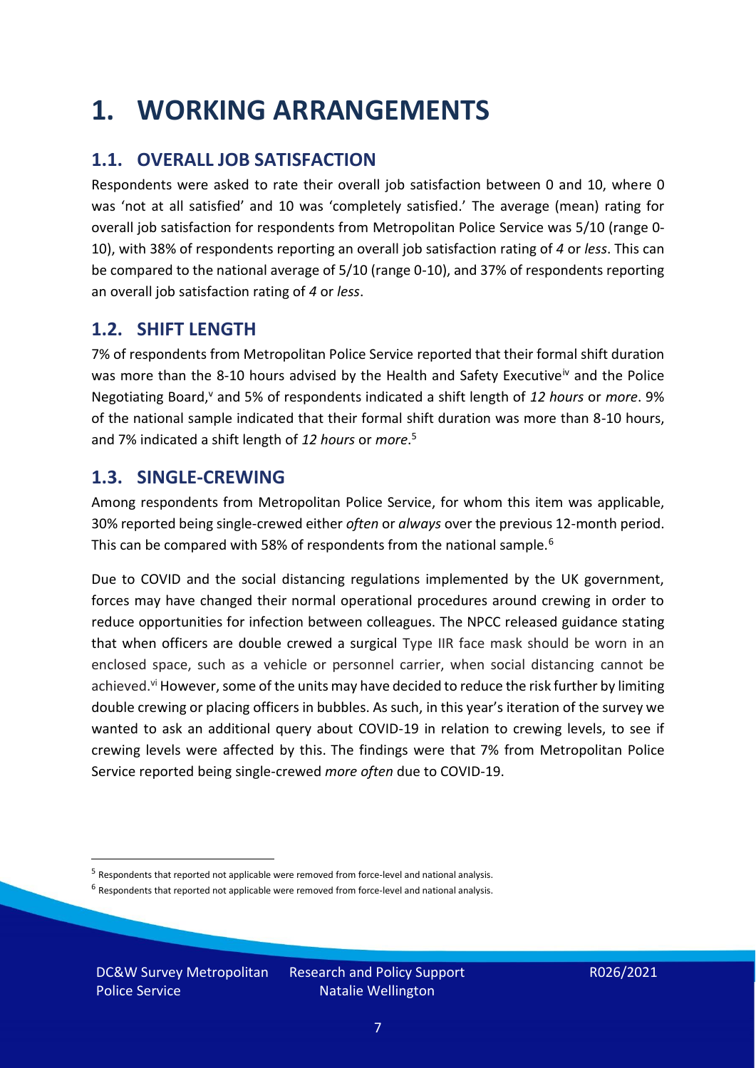# 1. WORKING ARRANGEMENTS

## 1.1. OVERALL JOB SATISFACTION

Respondents were asked to rate their overall job satisfaction between 0 and 10, where 0 was 'not at all satisfied' and 10 was 'completely satisfied.' The average (mean) rating for overall job satisfaction for respondents from Metropolitan Police Service was 5/10 (range 0-10), with 38% of respondents reporting an overall job satisfaction rating of *4* or *less*. This can be compared to the national average of 5/10 (range 0-10), and 37% of respondents reporting an overall job satisfaction rating of *4* or *less*.

## 1.2. SHIFT LENGTH

7% of respondents from Metropolitan Police Service reported that their formal shift duration was more than the 8-10 hours advised by the Health and Safety Executive[iv] and the Police Negotiating Board,[v] and 5% of respondents indicated a shift length of *12 hours* or *more*. 9% of the national sample indicated that their formal shift duration was more than 8-10 hours, and 7% indicated a shift length of *12 hours* or *more*.[5]

## 1.3. SINGLE-CREWING

Among respondents from Metropolitan Police Service, for whom this item was applicable, 30% reported being single-crewed either *often* or *always* over the previous 12-month period. This can be compared with 58% of respondents from the national sample.[6]

Due to COVID and the social distancing regulations implemented by the UK government, forces may have changed their normal operational procedures around crewing in order to reduce opportunities for infection between colleagues. The NPCC released guidance stating that when officers are double crewed a surgical Type IIR face mask should be worn in an enclosed space, such as a vehicle or personnel carrier, when social distancing cannot be achieved.[vi] However, some of the units may have decided to reduce the risk further by limiting double crewing or placing officers in bubbles. As such, in this year's iteration of the survey we wanted to ask an additional query about COVID-19 in relation to crewing levels, to see if crewing levels were affected by this. The findings were that 7% from Metropolitan Police Service reported being single-crewed *more often* due to COVID-19.

---

[5] Respondents that reported not applicable were removed from force-level and national analysis.

[6] Respondents that reported not applicable were removed from force-level and national analysis.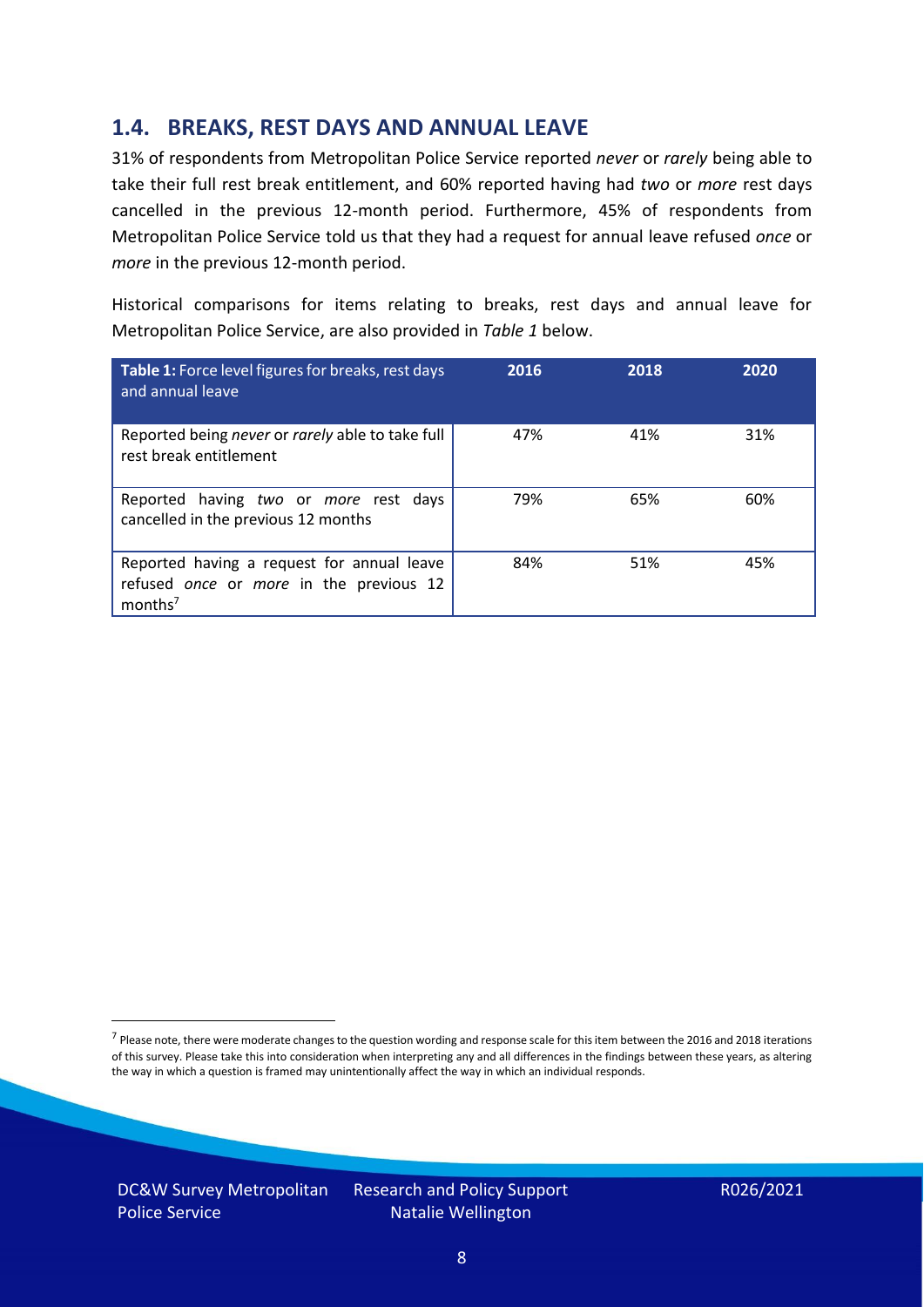## 1.4. BREAKS, REST DAYS AND ANNUAL LEAVE

31% of respondents from Metropolitan Police Service reported *never* or *rarely* being able to take their full rest break entitlement, and 60% reported having had *two* or *more* rest days cancelled in the previous 12-month period. Furthermore, 45% of respondents from Metropolitan Police Service told us that they had a request for annual leave refused *once* or *more* in the previous 12-month period.

Historical comparisons for items relating to breaks, rest days and annual leave for Metropolitan Police Service, are also provided in *Table 1* below.

| **Table 1:** Force level figures for breaks, rest days and annual leave | 2016 | 2018 | 2020 |
|---|---|---|---|
| Reported being *never* or *rarely* able to take full rest break entitlement | 47% | 41% | 31% |
| Reported having *two* or *more* rest days cancelled in the previous 12 months | 79% | 65% | 60% |
| Reported having a request for annual leave refused *once* or *more* in the previous 12 months[7] | 84% | 51% | 45% |

[7] Please note, there were moderate changes to the question wording and response scale for this item between the 2016 and 2018 iterations of this survey. Please take this into consideration when interpreting any and all differences in the findings between these years, as altering the way in which a question is framed may unintentionally affect the way in which an individual responds.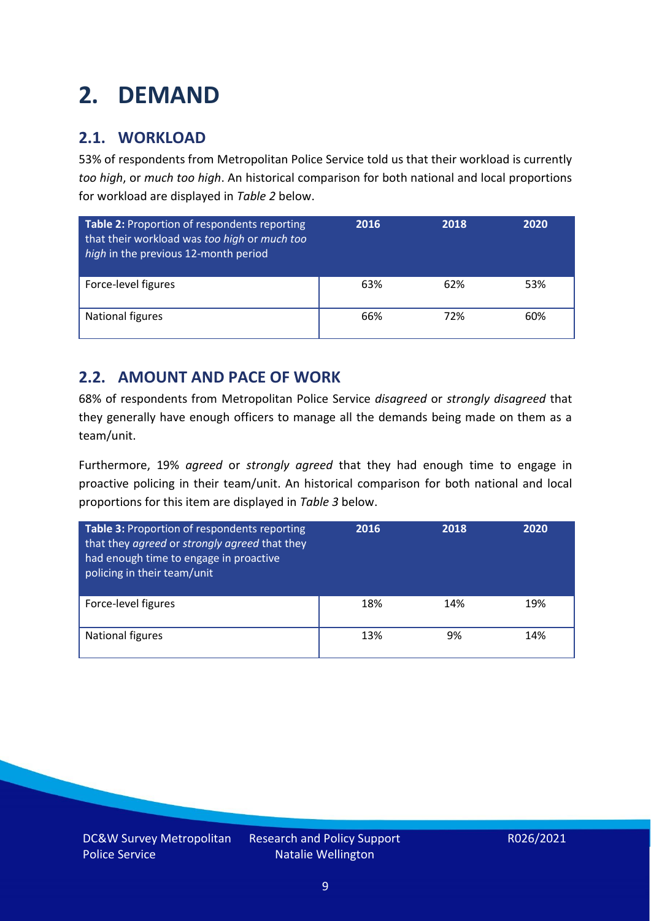# 2. DEMAND

## 2.1. WORKLOAD

53% of respondents from Metropolitan Police Service told us that their workload is currently *too high*, or *much too high*. An historical comparison for both national and local proportions for workload are displayed in *Table 2* below.

| **Table 2:** Proportion of respondents reporting that their workload was *too high* or *much too high* in the previous 12-month period | 2016 | 2018 | 2020 |
|---|---|---|---|
| Force-level figures | 63% | 62% | 53% |
| National figures | 66% | 72% | 60% |

## 2.2. AMOUNT AND PACE OF WORK

68% of respondents from Metropolitan Police Service *disagreed* or *strongly disagreed* that they generally have enough officers to manage all the demands being made on them as a team/unit.

Furthermore, 19% *agreed* or *strongly agreed* that they had enough time to engage in proactive policing in their team/unit. An historical comparison for both national and local proportions for this item are displayed in *Table 3* below.

| **Table 3:** Proportion of respondents reporting that they *agreed* or *strongly agreed* that they had enough time to engage in proactive policing in their team/unit | 2016 | 2018 | 2020 |
|---|---|---|---|
| Force-level figures | 18% | 14% | 19% |
| National figures | 13% | 9% | 14% |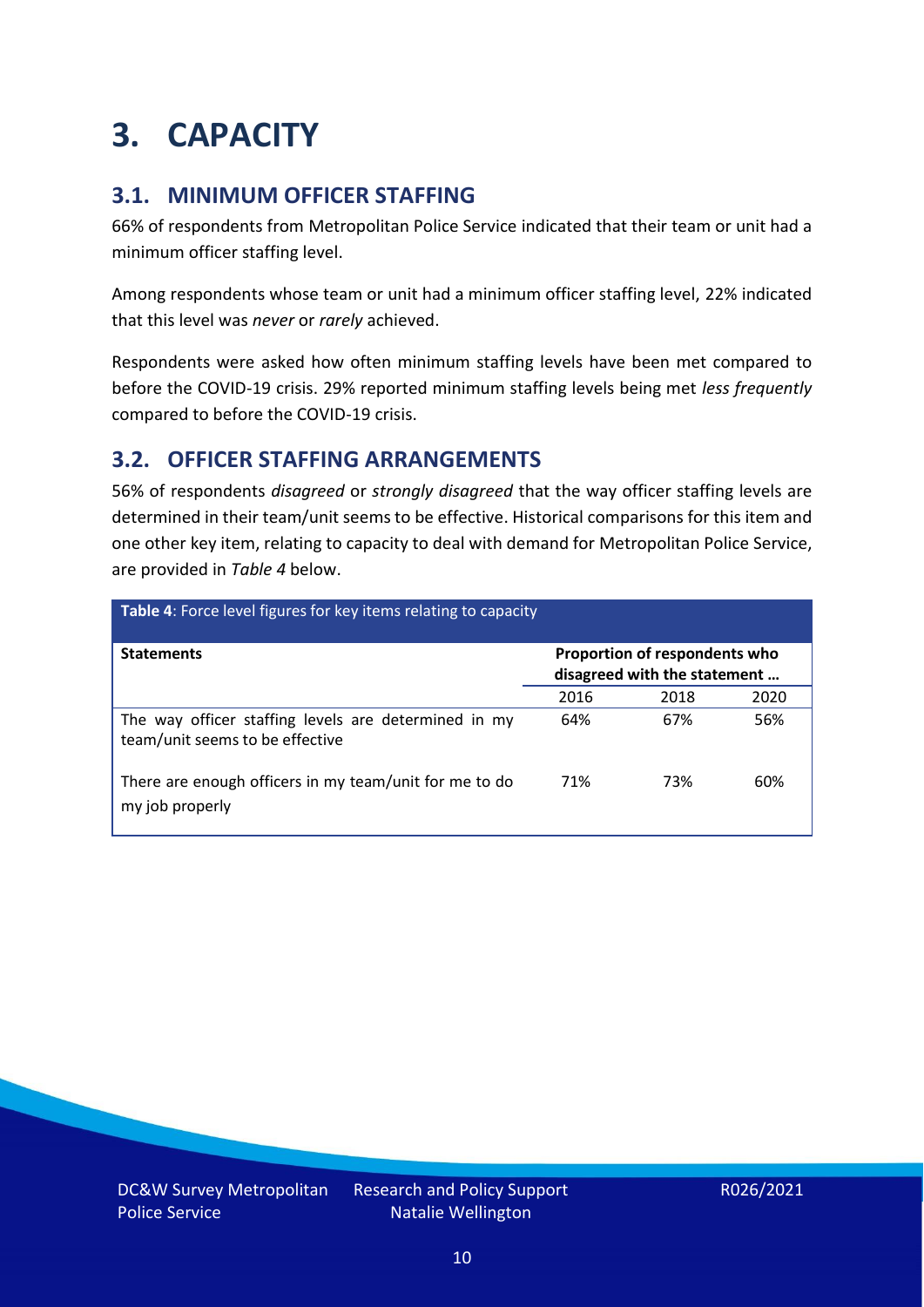# 3. CAPACITY

## 3.1. MINIMUM OFFICER STAFFING

66% of respondents from Metropolitan Police Service indicated that their team or unit had a minimum officer staffing level.

Among respondents whose team or unit had a minimum officer staffing level, 22% indicated that this level was *never* or *rarely* achieved.

Respondents were asked how often minimum staffing levels have been met compared to before the COVID-19 crisis. 29% reported minimum staffing levels being met *less frequently* compared to before the COVID-19 crisis.

## 3.2. OFFICER STAFFING ARRANGEMENTS

56% of respondents *disagreed* or *strongly disagreed* that the way officer staffing levels are determined in their team/unit seems to be effective. Historical comparisons for this item and one other key item, relating to capacity to deal with demand for Metropolitan Police Service, are provided in *Table 4* below.

**Table 4**: Force level figures for key items relating to capacity

| **Statements** | **Proportion of respondents who disagreed with the statement …** | | |
|---|---|---|---|
| | 2016 | 2018 | 2020 |
| The way officer staffing levels are determined in my team/unit seems to be effective | 64% | 67% | 56% |
| There are enough officers in my team/unit for me to do my job properly | 71% | 73% | 60% |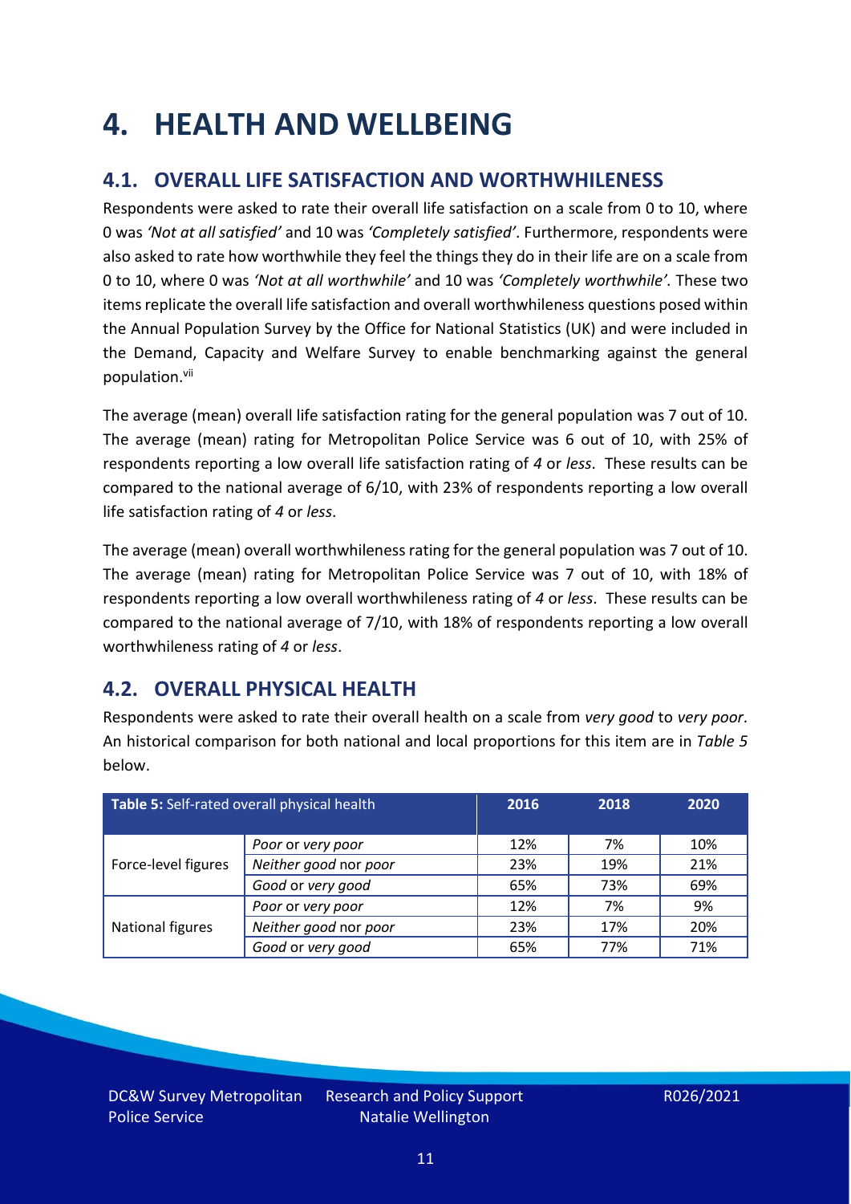# 4. HEALTH AND WELLBEING

## 4.1. OVERALL LIFE SATISFACTION AND WORTHWHILENESS

Respondents were asked to rate their overall life satisfaction on a scale from 0 to 10, where 0 was *'Not at all satisfied'* and 10 was *'Completely satisfied'*. Furthermore, respondents were also asked to rate how worthwhile they feel the things they do in their life are on a scale from 0 to 10, where 0 was *'Not at all worthwhile'* and 10 was *'Completely worthwhile'.* These two items replicate the overall life satisfaction and overall worthwhileness questions posed within the Annual Population Survey by the Office for National Statistics (UK) and were included in the Demand, Capacity and Welfare Survey to enable benchmarking against the general population.[vii]

The average (mean) overall life satisfaction rating for the general population was 7 out of 10. The average (mean) rating for Metropolitan Police Service was 6 out of 10, with 25% of respondents reporting a low overall life satisfaction rating of *4* or *less*. These results can be compared to the national average of 6/10, with 23% of respondents reporting a low overall life satisfaction rating of *4* or *less*.

The average (mean) overall worthwhileness rating for the general population was 7 out of 10. The average (mean) rating for Metropolitan Police Service was 7 out of 10, with 18% of respondents reporting a low overall worthwhileness rating of *4* or *less*. These results can be compared to the national average of 7/10, with 18% of respondents reporting a low overall worthwhileness rating of *4* or *less*.

## 4.2. OVERALL PHYSICAL HEALTH

Respondents were asked to rate their overall health on a scale from *very good* to *very poor*. An historical comparison for both national and local proportions for this item are in *Table 5* below.

| **Table 5:** Self-rated overall physical health | | 2016 | 2018 | 2020 |
|---|---|---|---|---|
| Force-level figures | *Poor* or *very poor* | 12% | 7% | 10% |
| | *Neither good* nor *poor* | 23% | 19% | 21% |
| | *Good* or *very good* | 65% | 73% | 69% |
| National figures | *Poor* or *very poor* | 12% | 7% | 9% |
| | *Neither good* nor *poor* | 23% | 17% | 20% |
| | *Good* or *very good* | 65% | 77% | 71% |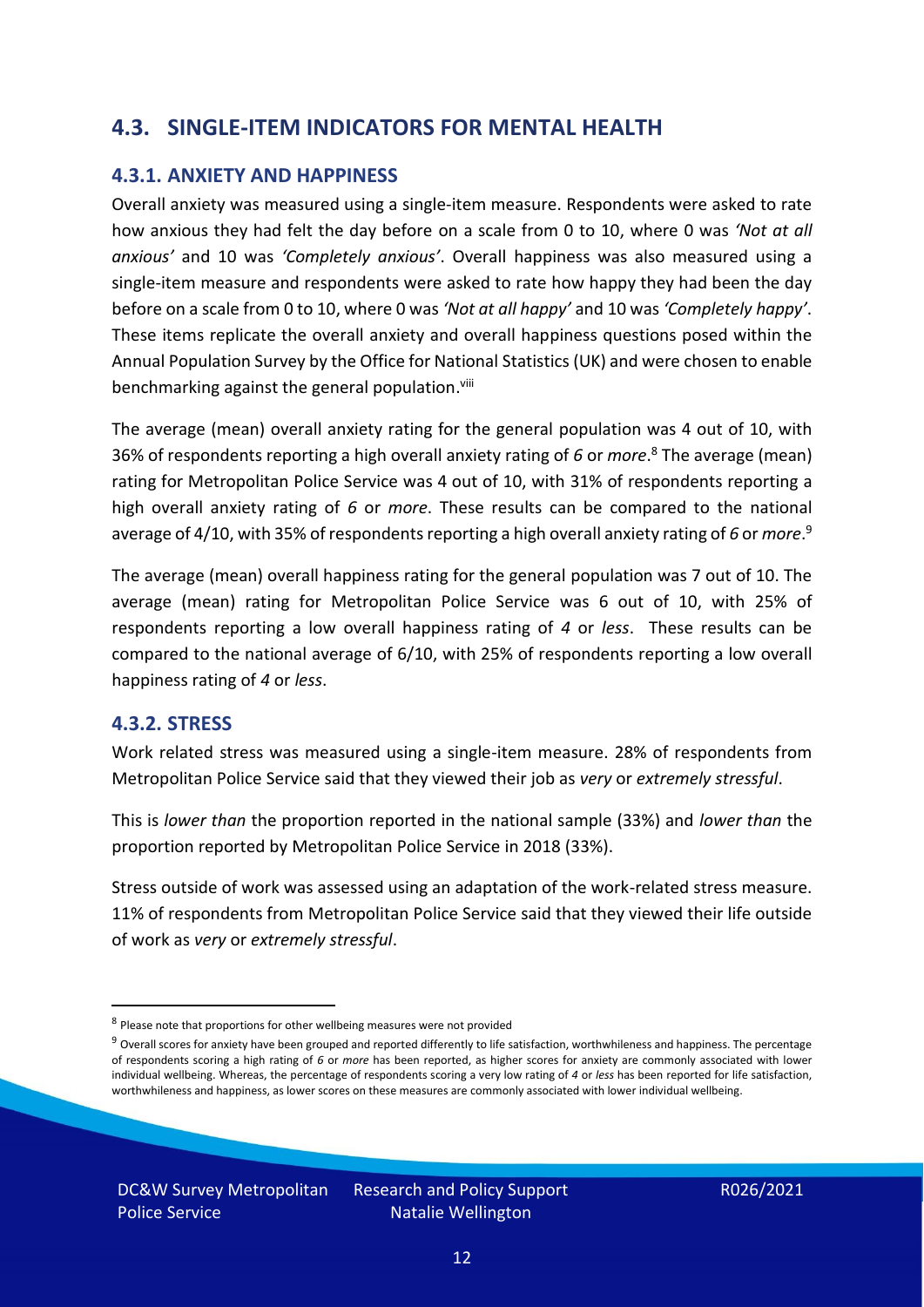## 4.3. SINGLE-ITEM INDICATORS FOR MENTAL HEALTH

### 4.3.1. ANXIETY AND HAPPINESS

Overall anxiety was measured using a single-item measure. Respondents were asked to rate how anxious they had felt the day before on a scale from 0 to 10, where 0 was *'Not at all anxious'* and 10 was *'Completely anxious'*. Overall happiness was also measured using a single-item measure and respondents were asked to rate how happy they had been the day before on a scale from 0 to 10, where 0 was *'Not at all happy'* and 10 was *'Completely happy'*. These items replicate the overall anxiety and overall happiness questions posed within the Annual Population Survey by the Office for National Statistics (UK) and were chosen to enable benchmarking against the general population.[viii]

The average (mean) overall anxiety rating for the general population was 4 out of 10, with 36% of respondents reporting a high overall anxiety rating of *6* or *more*.[8] The average (mean) rating for Metropolitan Police Service was 4 out of 10, with 31% of respondents reporting a high overall anxiety rating of *6* or *more*. These results can be compared to the national average of 4/10, with 35% of respondents reporting a high overall anxiety rating of *6* or *more*.[9]

The average (mean) overall happiness rating for the general population was 7 out of 10. The average (mean) rating for Metropolitan Police Service was 6 out of 10, with 25% of respondents reporting a low overall happiness rating of *4* or *less*. These results can be compared to the national average of 6/10, with 25% of respondents reporting a low overall happiness rating of *4* or *less*.

### 4.3.2. STRESS

Work related stress was measured using a single-item measure. 28% of respondents from Metropolitan Police Service said that they viewed their job as *very* or *extremely stressful*.

This is *lower than* the proportion reported in the national sample (33%) and *lower than* the proportion reported by Metropolitan Police Service in 2018 (33%).

Stress outside of work was assessed using an adaptation of the work-related stress measure. 11% of respondents from Metropolitan Police Service said that they viewed their life outside of work as *very* or *extremely stressful*.

---

[8] Please note that proportions for other wellbeing measures were not provided

[9] Overall scores for anxiety have been grouped and reported differently to life satisfaction, worthwhileness and happiness. The percentage of respondents scoring a high rating of *6* or *more* has been reported, as higher scores for anxiety are commonly associated with lower individual wellbeing. Whereas, the percentage of respondents scoring a very low rating of *4* or *less* has been reported for life satisfaction, worthwhileness and happiness, as lower scores on these measures are commonly associated with lower individual wellbeing.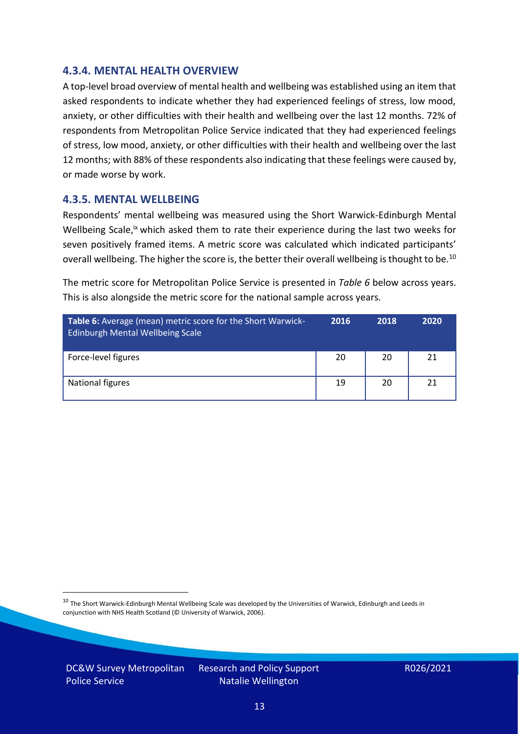### 4.3.4. MENTAL HEALTH OVERVIEW

A top-level broad overview of mental health and wellbeing was established using an item that asked respondents to indicate whether they had experienced feelings of stress, low mood, anxiety, or other difficulties with their health and wellbeing over the last 12 months. 72% of respondents from Metropolitan Police Service indicated that they had experienced feelings of stress, low mood, anxiety, or other difficulties with their health and wellbeing over the last 12 months; with 88% of these respondents also indicating that these feelings were caused by, or made worse by work.

### 4.3.5. MENTAL WELLBEING

Respondents' mental wellbeing was measured using the Short Warwick-Edinburgh Mental Wellbeing Scale,[ix] which asked them to rate their experience during the last two weeks for seven positively framed items. A metric score was calculated which indicated participants' overall wellbeing. The higher the score is, the better their overall wellbeing is thought to be.[10]

The metric score for Metropolitan Police Service is presented in *Table 6* below across years. This is also alongside the metric score for the national sample across years.

| **Table 6:** Average (mean) metric score for the Short Warwick-Edinburgh Mental Wellbeing Scale | 2016 | 2018 | 2020 |
|---|---|---|---|
| Force-level figures | 20 | 20 | 21 |
| National figures | 19 | 20 | 21 |

[10] The Short Warwick-Edinburgh Mental Wellbeing Scale was developed by the Universities of Warwick, Edinburgh and Leeds in conjunction with NHS Health Scotland (© University of Warwick, 2006).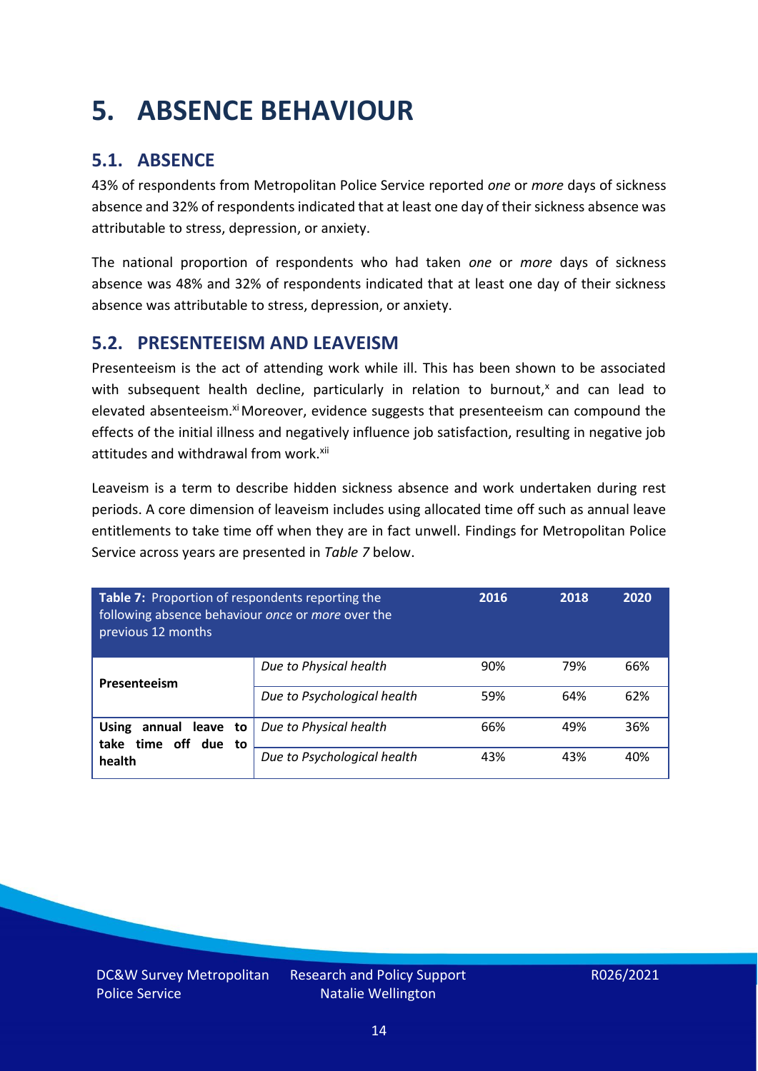# 5. ABSENCE BEHAVIOUR

## 5.1. ABSENCE

43% of respondents from Metropolitan Police Service reported *one* or *more* days of sickness absence and 32% of respondents indicated that at least one day of their sickness absence was attributable to stress, depression, or anxiety.

The national proportion of respondents who had taken *one* or *more* days of sickness absence was 48% and 32% of respondents indicated that at least one day of their sickness absence was attributable to stress, depression, or anxiety.

## 5.2. PRESENTEEISM AND LEAVEISM

Presenteeism is the act of attending work while ill. This has been shown to be associated with subsequent health decline, particularly in relation to burnout,[x] and can lead to elevated absenteeism.[xi] Moreover, evidence suggests that presenteeism can compound the effects of the initial illness and negatively influence job satisfaction, resulting in negative job attitudes and withdrawal from work.[xii]

Leaveism is a term to describe hidden sickness absence and work undertaken during rest periods. A core dimension of leaveism includes using allocated time off such as annual leave entitlements to take time off when they are in fact unwell. Findings for Metropolitan Police Service across years are presented in *Table 7* below.

| **Table 7:** Proportion of respondents reporting the following absence behaviour *once* or *more* over the previous 12 months | | 2016 | 2018 | 2020 |
|---|---|---|---|---|
| **Presenteeism** | *Due to Physical health* | 90% | 79% | 66% |
| | *Due to Psychological health* | 59% | 64% | 62% |
| **Using annual leave to take time off due to health** | *Due to Physical health* | 66% | 49% | 36% |
| | *Due to Psychological health* | 43% | 43% | 40% |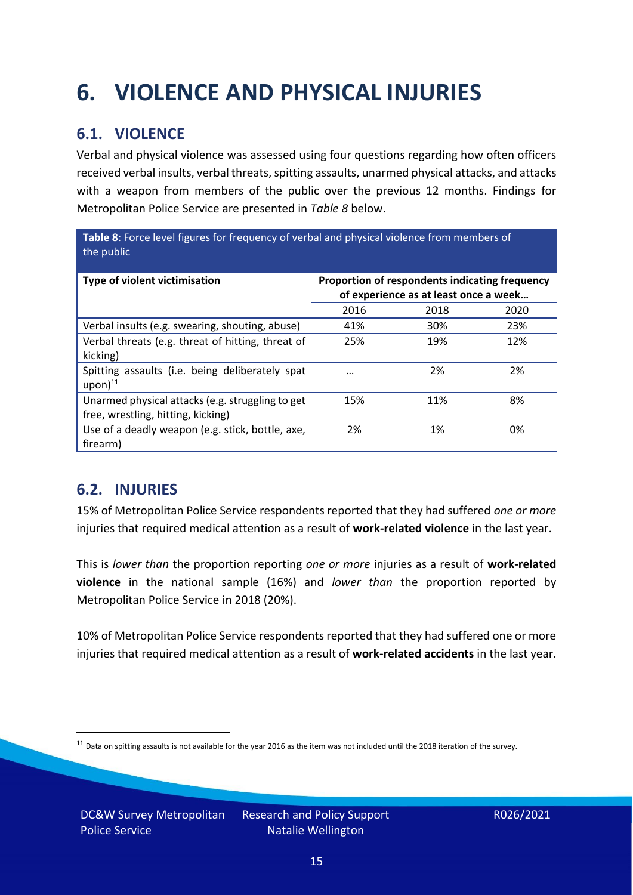# 6. VIOLENCE AND PHYSICAL INJURIES

## 6.1. VIOLENCE

Verbal and physical violence was assessed using four questions regarding how often officers received verbal insults, verbal threats, spitting assaults, unarmed physical attacks, and attacks with a weapon from members of the public over the previous 12 months. Findings for Metropolitan Police Service are presented in *Table 8* below.

**Table 8**: Force level figures for frequency of verbal and physical violence from members of the public

| Type of violent victimisation | Proportion of respondents indicating frequency of experience as at least once a week… | | |
|---|---|---|---|
| | 2016 | 2018 | 2020 |
| Verbal insults (e.g. swearing, shouting, abuse) | 41% | 30% | 23% |
| Verbal threats (e.g. threat of hitting, threat of kicking) | 25% | 19% | 12% |
| Spitting assaults (i.e. being deliberately spat upon)[11] | … | 2% | 2% |
| Unarmed physical attacks (e.g. struggling to get free, wrestling, hitting, kicking) | 15% | 11% | 8% |
| Use of a deadly weapon (e.g. stick, bottle, axe, firearm) | 2% | 1% | 0% |

## 6.2. INJURIES

15% of Metropolitan Police Service respondents reported that they had suffered *one or more* injuries that required medical attention as a result of **work-related violence** in the last year.

This is *lower than* the proportion reporting *one or more* injuries as a result of **work-related violence** in the national sample (16%) and *lower than* the proportion reported by Metropolitan Police Service in 2018 (20%).

10% of Metropolitan Police Service respondents reported that they had suffered one or more injuries that required medical attention as a result of **work-related accidents** in the last year.

[11] Data on spitting assaults is not available for the year 2016 as the item was not included until the 2018 iteration of the survey.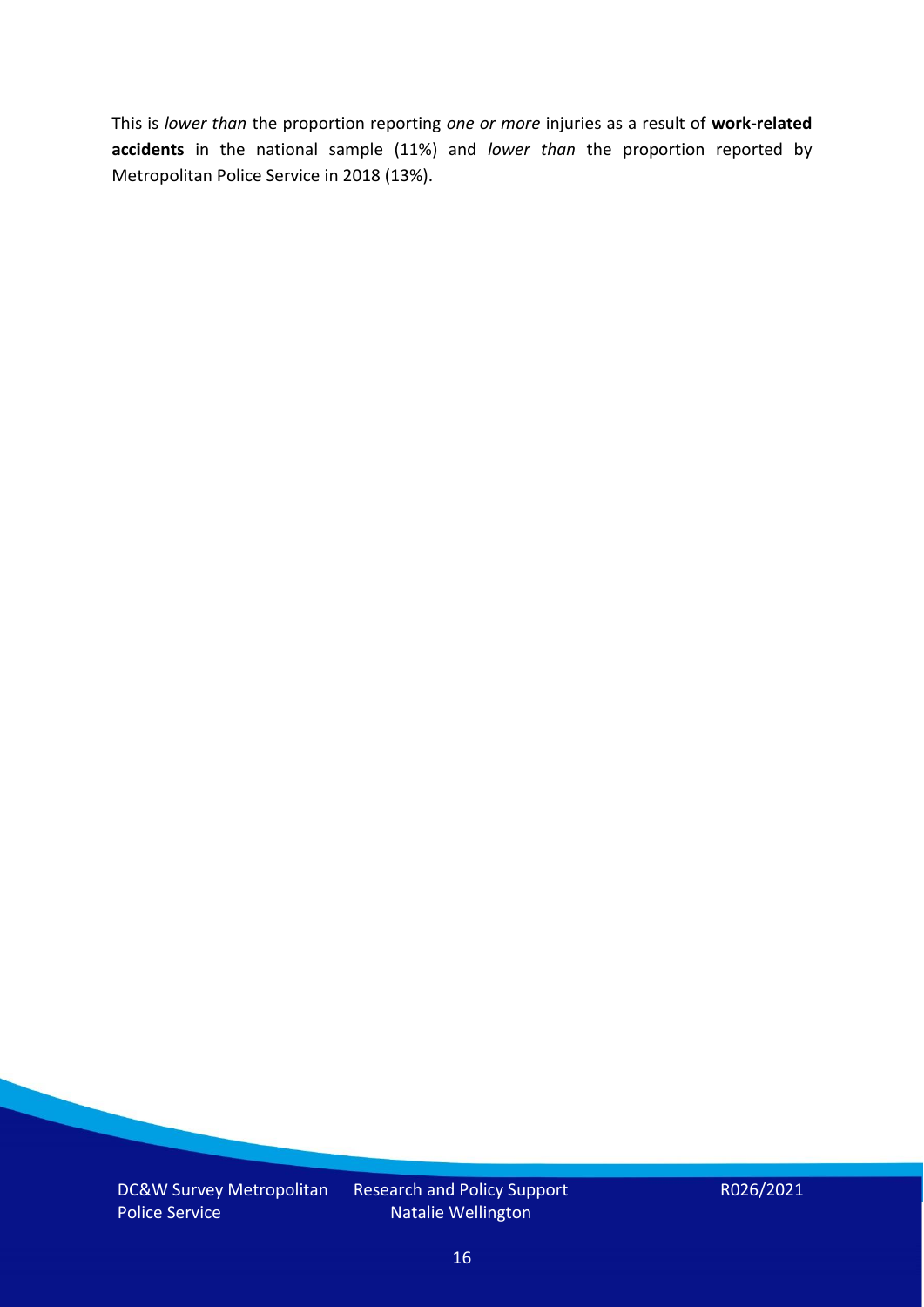This is *lower than* the proportion reporting *one or more* injuries as a result of **work-related accidents** in the national sample (11%) and *lower than* the proportion reported by Metropolitan Police Service in 2018 (13%).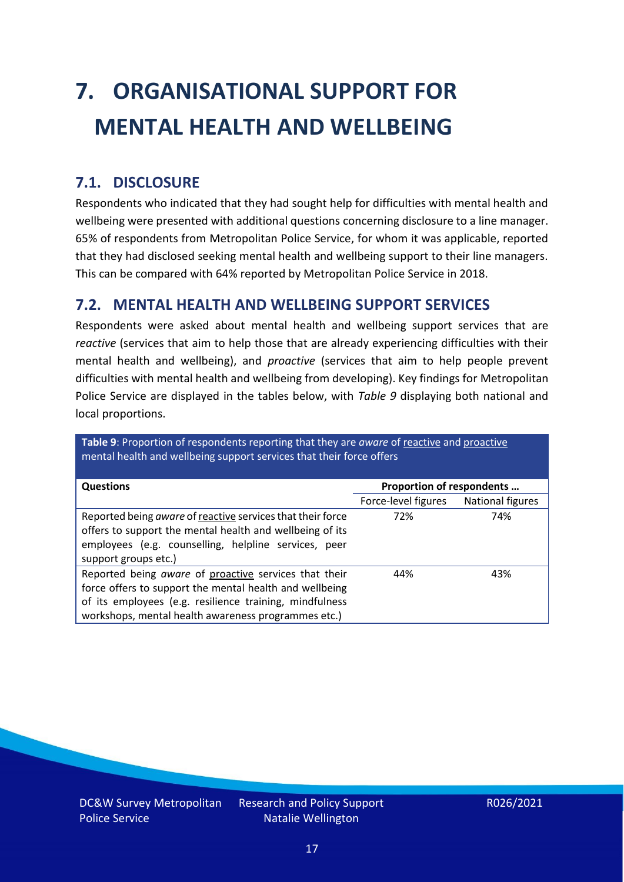# 7. ORGANISATIONAL SUPPORT FOR MENTAL HEALTH AND WELLBEING

## 7.1. DISCLOSURE

Respondents who indicated that they had sought help for difficulties with mental health and wellbeing were presented with additional questions concerning disclosure to a line manager. 65% of respondents from Metropolitan Police Service, for whom it was applicable, reported that they had disclosed seeking mental health and wellbeing support to their line managers. This can be compared with 64% reported by Metropolitan Police Service in 2018.

## 7.2. MENTAL HEALTH AND WELLBEING SUPPORT SERVICES

Respondents were asked about mental health and wellbeing support services that are *reactive* (services that aim to help those that are already experiencing difficulties with their mental health and wellbeing), and *proactive* (services that aim to help people prevent difficulties with mental health and wellbeing from developing). Key findings for Metropolitan Police Service are displayed in the tables below, with *Table 9* displaying both national and local proportions.

**Table 9**: Proportion of respondents reporting that they are *aware* of reactive and proactive mental health and wellbeing support services that their force offers

| Questions | Proportion of respondents … | |
|---|---|---|
| | Force-level figures | National figures |
| Reported being *aware* of reactive services that their force offers to support the mental health and wellbeing of its employees (e.g. counselling, helpline services, peer support groups etc.) | 72% | 74% |
| Reported being *aware* of proactive services that their force offers to support the mental health and wellbeing of its employees (e.g. resilience training, mindfulness workshops, mental health awareness programmes etc.) | 44% | 43% |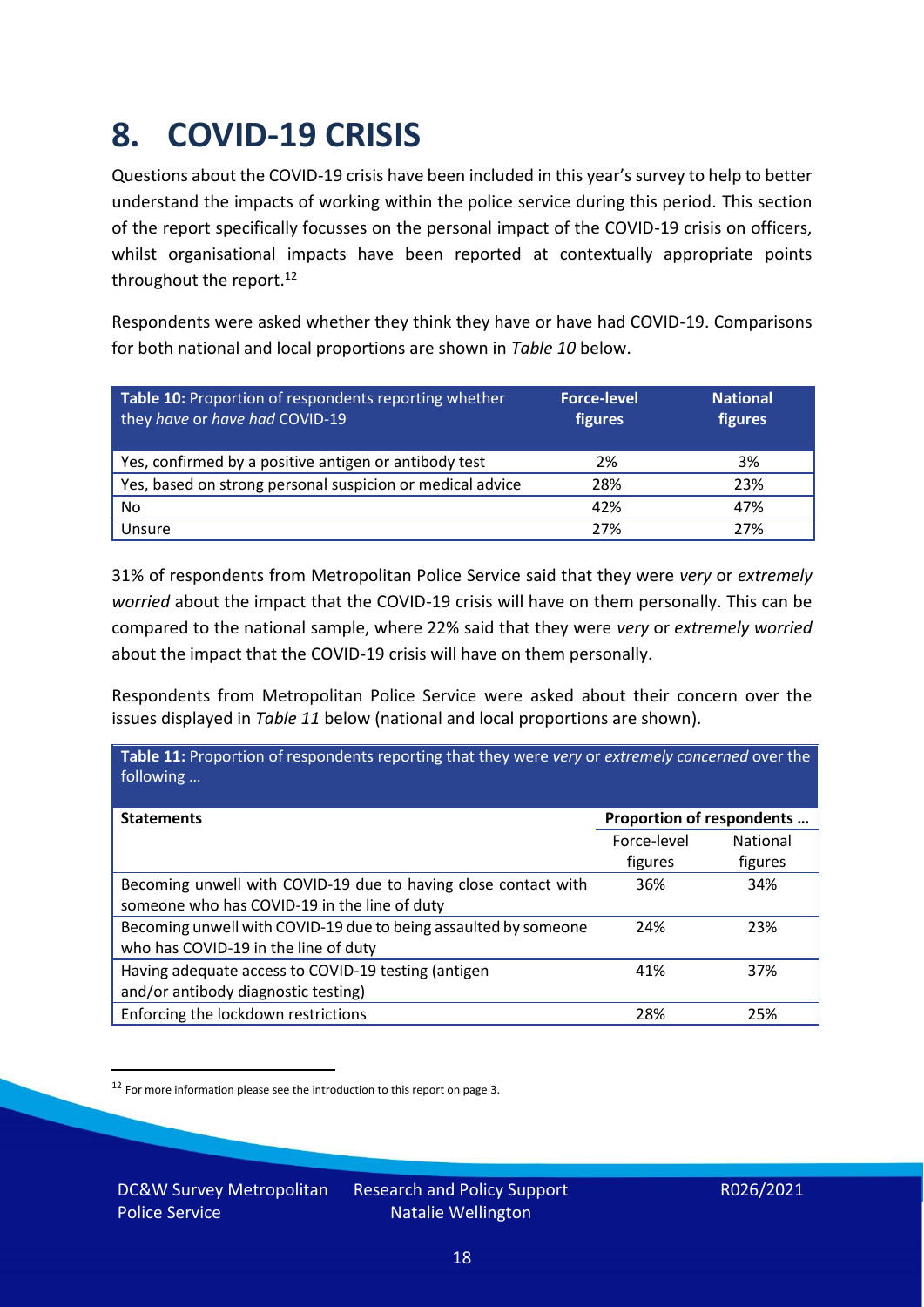# 8. COVID-19 CRISIS

Questions about the COVID-19 crisis have been included in this year's survey to help to better understand the impacts of working within the police service during this period. This section of the report specifically focusses on the personal impact of the COVID-19 crisis on officers, whilst organisational impacts have been reported at contextually appropriate points throughout the report.[12]

Respondents were asked whether they think they have or have had COVID-19. Comparisons for both national and local proportions are shown in *Table 10* below.

| **Table 10:** Proportion of respondents reporting whether they *have* or *have had* COVID-19 | **Force-level figures** | **National figures** |
|---|---|---|
| Yes, confirmed by a positive antigen or antibody test | 2% | 3% |
| Yes, based on strong personal suspicion or medical advice | 28% | 23% |
| No | 42% | 47% |
| Unsure | 27% | 27% |

31% of respondents from Metropolitan Police Service said that they were *very* or *extremely worried* about the impact that the COVID-19 crisis will have on them personally. This can be compared to the national sample, where 22% said that they were *very* or *extremely worried* about the impact that the COVID-19 crisis will have on them personally.

Respondents from Metropolitan Police Service were asked about their concern over the issues displayed in *Table 11* below (national and local proportions are shown).

**Table 11:** Proportion of respondents reporting that they were *very* or *extremely concerned* over the following …

| **Statements** | **Proportion of respondents …** | |
|---|---|---|
| | Force-level figures | National figures |
| Becoming unwell with COVID-19 due to having close contact with someone who has COVID-19 in the line of duty | 36% | 34% |
| Becoming unwell with COVID-19 due to being assaulted by someone who has COVID-19 in the line of duty | 24% | 23% |
| Having adequate access to COVID-19 testing (antigen and/or antibody diagnostic testing) | 41% | 37% |
| Enforcing the lockdown restrictions | 28% | 25% |

[12] For more information please see the introduction to this report on page 3.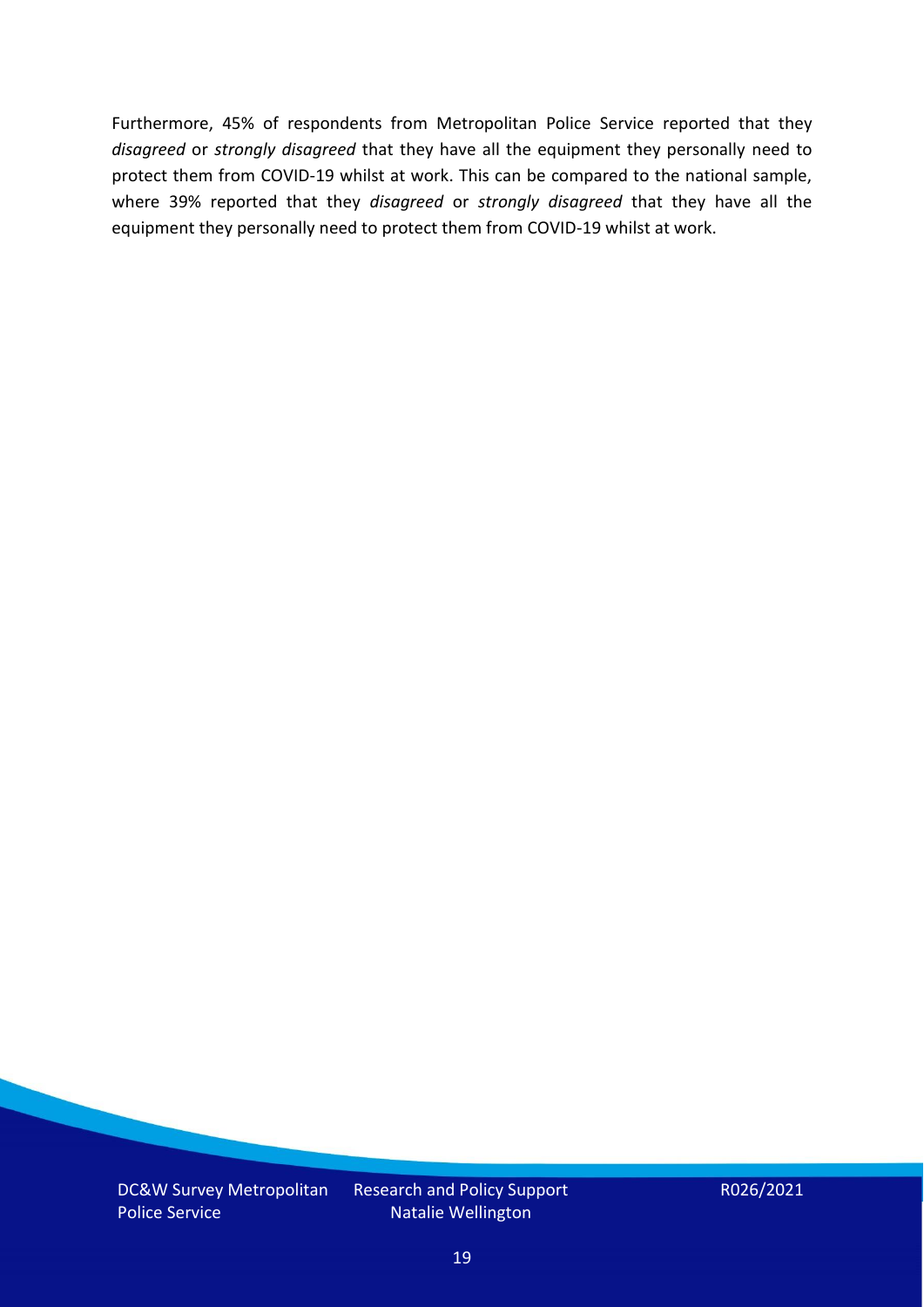Furthermore, 45% of respondents from Metropolitan Police Service reported that they *disagreed* or *strongly disagreed* that they have all the equipment they personally need to protect them from COVID-19 whilst at work. This can be compared to the national sample, where 39% reported that they *disagreed* or *strongly disagreed* that they have all the equipment they personally need to protect them from COVID-19 whilst at work.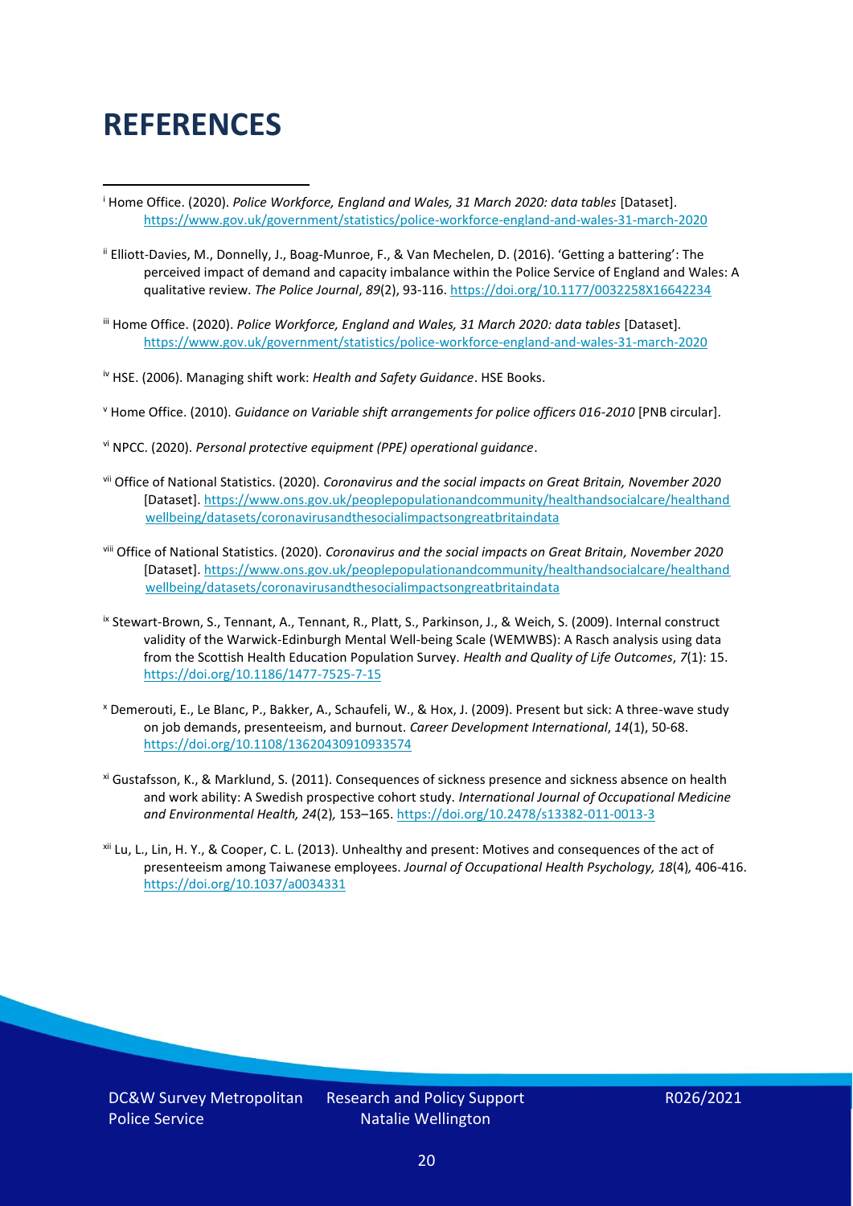# REFERENCES

[i] Home Office. (2020). *Police Workforce, England and Wales, 31 March 2020: data tables* [Dataset]. https://www.gov.uk/government/statistics/police-workforce-england-and-wales-31-march-2020

[ii] Elliott-Davies, M., Donnelly, J., Boag-Munroe, F., & Van Mechelen, D. (2016). 'Getting a battering': The perceived impact of demand and capacity imbalance within the Police Service of England and Wales: A qualitative review. *The Police Journal*, *89*(2), 93-116. https://doi.org/10.1177/0032258X16642234

[iii] Home Office. (2020). *Police Workforce, England and Wales, 31 March 2020: data tables* [Dataset]. https://www.gov.uk/government/statistics/police-workforce-england-and-wales-31-march-2020

[iv] HSE. (2006). Managing shift work: *Health and Safety Guidance*. HSE Books.

[v] Home Office. (2010). *Guidance on Variable shift arrangements for police officers 016-2010* [PNB circular].

[vi] NPCC. (2020). *Personal protective equipment (PPE) operational guidance*.

[vii] Office of National Statistics. (2020). *Coronavirus and the social impacts on Great Britain, November 2020* [Dataset]. https://www.ons.gov.uk/peoplepopulationandcommunity/healthandsocialcare/healthandwellbeing/datasets/coronavirusandthesocialimpactsongreatbritaindata

[viii] Office of National Statistics. (2020). *Coronavirus and the social impacts on Great Britain, November 2020* [Dataset]. https://www.ons.gov.uk/peoplepopulationandcommunity/healthandsocialcare/healthandwellbeing/datasets/coronavirusandthesocialimpactsongreatbritaindata

[ix] Stewart-Brown, S., Tennant, A., Tennant, R., Platt, S., Parkinson, J., & Weich, S. (2009). Internal construct validity of the Warwick-Edinburgh Mental Well-being Scale (WEMWBS): A Rasch analysis using data from the Scottish Health Education Population Survey. *Health and Quality of Life Outcomes*, *7*(1): 15. https://doi.org/10.1186/1477-7525-7-15

[x] Demerouti, E., Le Blanc, P., Bakker, A., Schaufeli, W., & Hox, J. (2009). Present but sick: A three-wave study on job demands, presenteeism, and burnout. *Career Development International*, *14*(1), 50-68. https://doi.org/10.1108/13620430910933574

[xi] Gustafsson, K., & Marklund, S. (2011). Consequences of sickness presence and sickness absence on health and work ability: A Swedish prospective cohort study. *International Journal of Occupational Medicine and Environmental Health, 24*(2)*,* 153–165. https://doi.org/10.2478/s13382-011-0013-3

[xii] Lu, L., Lin, H. Y., & Cooper, C. L. (2013). Unhealthy and present: Motives and consequences of the act of presenteeism among Taiwanese employees. *Journal of Occupational Health Psychology, 18*(4)*,* 406-416. https://doi.org/10.1037/a0034331